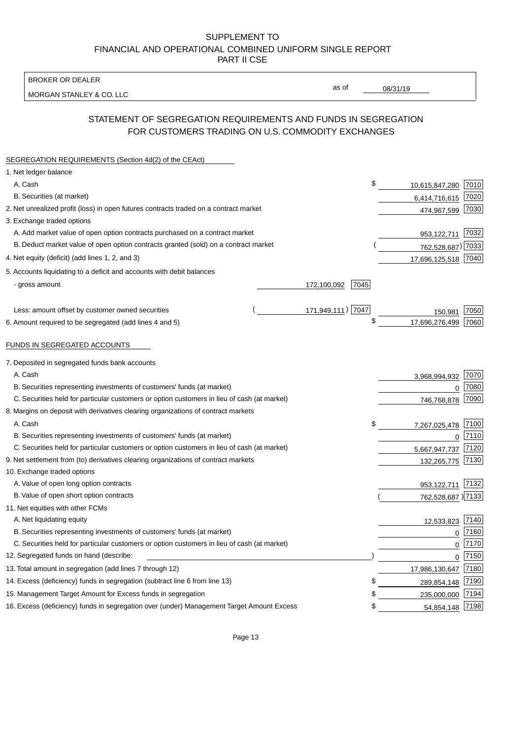SUPPLEMENT TO
FINANCIAL AND OPERATIONAL COMBINED UNIFORM SINGLE REPORT
PART II CSE

| BROKER OR DEALER | | |
|---|---|---|
| MORGAN STANLEY & CO. LLC | as of | 08/31/19 |

## STATEMENT OF SEGREGATION REQUIREMENTS AND FUNDS IN SEGREGATION FOR CUSTOMERS TRADING ON U.S. COMMODITY EXCHANGES

| SEGREGATION REQUIREMENTS (Section 4d(2) of the CEAct) | | | | |
|---|---|---|---|---|
| 1. Net ledger balance | | | | |
| A. Cash | | | $ 10,615,847,280 | 7010 |
| B. Securities (at market) | | | 6,414,716,615 | 7020 |
| 2. Net unrealized profit (loss) in open futures contracts traded on a contract market | | | 474,967,599 | 7030 |
| 3. Exchange traded options | | | | |
| A. Add market value of open option contracts purchased on a contract market | | | 953,122,711 | 7032 |
| B. Deduct market value of open option contracts granted (sold) on a contract market | | | ( 762,528,687) | 7033 |
| 4. Net equity (deficit) (add lines 1, 2, and 3) | | | 17,696,125,518 | 7040 |
| 5. Accounts liquidating to a deficit and accounts with debit balances | | | | |
| - gross amount | 172,100,092 | 7045 | | |
| Less: amount offset by customer owned securities | ( 171,949,111) | 7047 | 150,981 | 7050 |
| 6. Amount required to be segregated (add lines 4 and 5) | | | $ 17,696,276,499 | 7060 |
| | | | | |
| FUNDS IN SEGREGATED ACCOUNTS | | | | |
| 7. Deposited in segregated funds bank accounts | | | | |
| A. Cash | | | 3,968,994,932 | 7070 |
| B. Securities representing investments of customers' funds (at market) | | | 0 | 7080 |
| C. Securities held for particular customers or option customers in lieu of cash (at market) | | | 746,768,878 | 7090 |
| 8. Margins on deposit with derivatives clearing organizations of contract markets | | | | |
| A. Cash | | | $ 7,267,025,478 | 7100 |
| B. Securities representing investments of customers' funds (at market) | | | 0 | 7110 |
| C. Securities held for particular customers or option customers in lieu of cash (at market) | | | 5,667,947,737 | 7120 |
| 9. Net settlement from (to) derivatives clearing organizations of contract markets | | | 132,265,775 | 7130 |
| 10. Exchange traded options | | | | |
| A. Value of open long option contracts | | | 953,122,711 | 7132 |
| B. Value of open short option contracts | | | ( 762,528,687 ) | 7133 |
| 11. Net equities with other FCMs | | | | |
| A. Net liquidating equity | | | 12,533,823 | 7140 |
| B. Securities representing investments of customers' funds (at market) | | | 0 | 7160 |
| C. Securities held for particular customers or option customers in lieu of cash (at market) | | | 0 | 7170 |
| 12. Segregated funds on hand (describe: ) | | | 0 | 7150 |
| 13. Total amount in segregation (add lines 7 through 12) | | | 17,986,130,647 | 7180 |
| 14. Excess (deficiency) funds in segregation (subtract line 6 from line 13) | | | $ 289,854,148 | 7190 |
| 15. Management Target Amount for Excess funds in segregation | | | $ 235,000,000 | 7194 |
| 16. Excess (deficiency) funds in segregation over (under) Management Target Amount Excess | | | $ 54,854,148 | 7198 |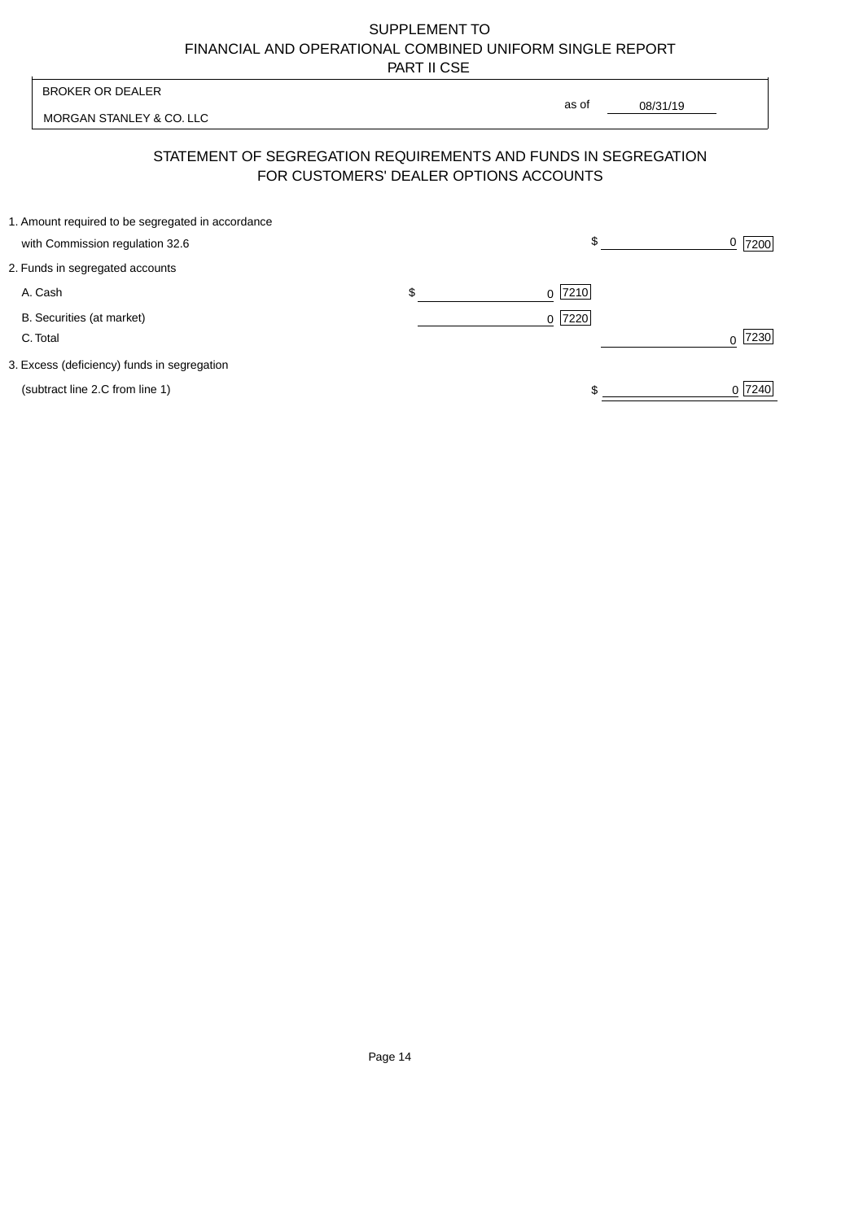SUPPLEMENT TO
FINANCIAL AND OPERATIONAL COMBINED UNIFORM SINGLE REPORT
PART II CSE

BROKER OR DEALER

MORGAN STANLEY & CO. LLC

as of 08/31/19

## STATEMENT OF SEGREGATION REQUIREMENTS AND FUNDS IN SEGREGATION FOR CUSTOMERS' DEALER OPTIONS ACCOUNTS

| | | |
|---|---|---|
| 1. Amount required to be segregated in accordance with Commission regulation 32.6 | | $ 0 [7200] |
| 2. Funds in segregated accounts | | |
| A. Cash | $ 0 [7210] | |
| B. Securities (at market) | 0 [7220] | |
| C. Total | | 0 [7230] |
| 3. Excess (deficiency) funds in segregation (subtract line 2.C from line 1) | | $ 0 [7240] |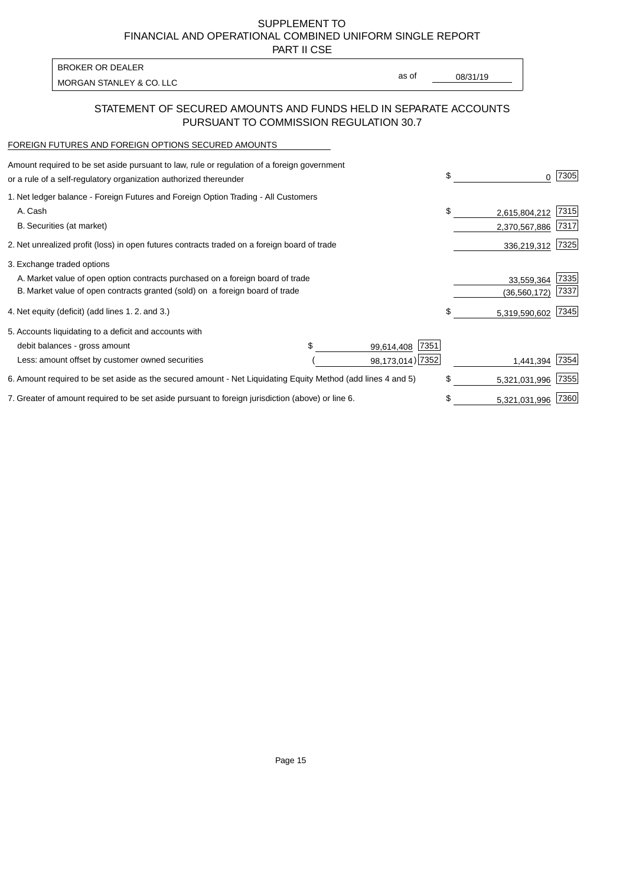# SUPPLEMENT TO
# FINANCIAL AND OPERATIONAL COMBINED UNIFORM SINGLE REPORT
# PART II CSE

| BROKER OR DEALER | | |
|---|---|---|
| MORGAN STANLEY & CO. LLC | as of | 08/31/19 |

## STATEMENT OF SECURED AMOUNTS AND FUNDS HELD IN SEPARATE ACCOUNTS PURSUANT TO COMMISSION REGULATION 30.7

### FOREIGN FUTURES AND FOREIGN OPTIONS SECURED AMOUNTS

| | | | | |
|---|---|---|---|---|
| Amount required to be set aside pursuant to law, rule or regulation of a foreign government or a rule of a self-regulatory organization authorized thereunder | | | $ 0 | 7305 |
| 1. Net ledger balance - Foreign Futures and Foreign Option Trading - All Customers | | | | |
| A. Cash | | | $ 2,615,804,212 | 7315 |
| B. Securities (at market) | | | 2,370,567,886 | 7317 |
| 2. Net unrealized profit (loss) in open futures contracts traded on a foreign board of trade | | | 336,219,312 | 7325 |
| 3. Exchange traded options | | | | |
| A. Market value of open option contracts purchased on a foreign board of trade | | | 33,559,364 | 7335 |
| B. Market value of open contracts granted (sold) on a foreign board of trade | | | (36,560,172) | 7337 |
| 4. Net equity (deficit) (add lines 1. 2. and 3.) | | | $ 5,319,590,602 | 7345 |
| 5. Accounts liquidating to a deficit and accounts with | | | | |
| debit balances - gross amount | $ 99,614,408 | 7351 | | |
| Less: amount offset by customer owned securities | ( 98,173,014) | 7352 | 1,441,394 | 7354 |
| 6. Amount required to be set aside as the secured amount - Net Liquidating Equity Method (add lines 4 and 5) | | | $ 5,321,031,996 | 7355 |
| 7. Greater of amount required to be set aside pursuant to foreign jurisdiction (above) or line 6. | | | $ 5,321,031,996 | 7360 |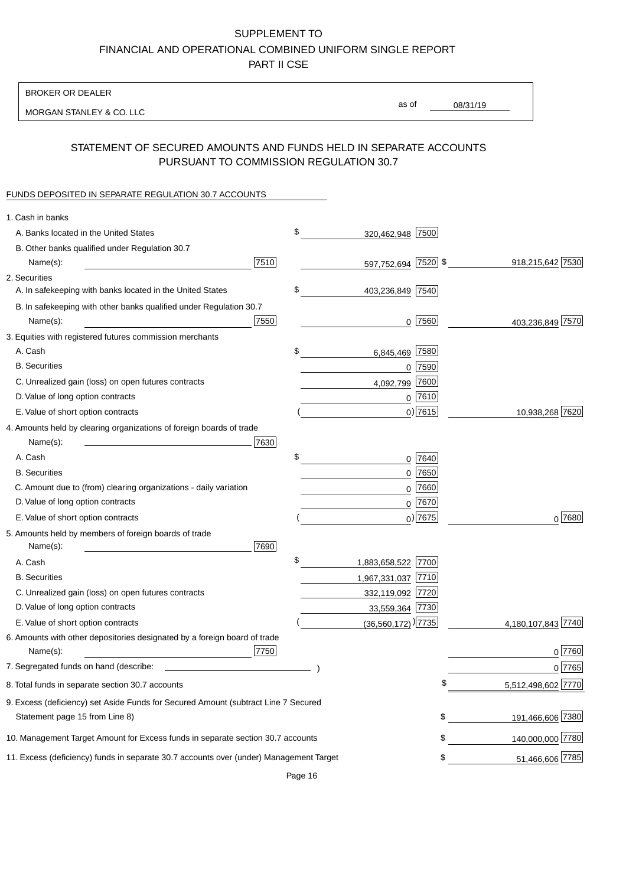# SUPPLEMENT TO
# FINANCIAL AND OPERATIONAL COMBINED UNIFORM SINGLE REPORT
# PART II CSE

BROKER OR DEALER

MORGAN STANLEY & CO. LLC

as of 08/31/19

## STATEMENT OF SECURED AMOUNTS AND FUNDS HELD IN SEPARATE ACCOUNTS PURSUANT TO COMMISSION REGULATION 30.7

FUNDS DEPOSITED IN SEPARATE REGULATION 30.7 ACCOUNTS

| | | | | |
|---|---|---|---|---|
| 1. Cash in banks | | | | |
| A. Banks located in the United States | | $ 320,462,948 | 7500 | |
| B. Other banks qualified under Regulation 30.7 Name(s): | 7510 | 597,752,694 | 7520 | $ 918,215,642 7530 |
| 2. Securities | | | | |
| A. In safekeeping with banks located in the United States | | $ 403,236,849 | 7540 | |
| B. In safekeeping with other banks qualified under Regulation 30.7 Name(s): | 7550 | 0 | 7560 | 403,236,849 7570 |
| 3. Equities with registered futures commission merchants | | | | |
| A. Cash | | $ 6,845,469 | 7580 | |
| B. Securities | | 0 | 7590 | |
| C. Unrealized gain (loss) on open futures contracts | | 4,092,799 | 7600 | |
| D. Value of long option contracts | | 0 | 7610 | |
| E. Value of short option contracts | | ( 0) | 7615 | 10,938,268 7620 |
| 4. Amounts held by clearing organizations of foreign boards of trade Name(s): | 7630 | | | |
| A. Cash | | $ 0 | 7640 | |
| B. Securities | | 0 | 7650 | |
| C. Amount due to (from) clearing organizations - daily variation | | 0 | 7660 | |
| D. Value of long option contracts | | 0 | 7670 | |
| E. Value of short option contracts | | ( 0) | 7675 | 0 7680 |
| 5. Amounts held by members of foreign boards of trade Name(s): | 7690 | | | |
| A. Cash | | $ 1,883,658,522 | 7700 | |
| B. Securities | | 1,967,331,037 | 7710 | |
| C. Unrealized gain (loss) on open futures contracts | | 332,119,092 | 7720 | |
| D. Value of long option contracts | | 33,559,364 | 7730 | |
| E. Value of short option contracts | | ( (36,560,172) ) | 7735 | 4,180,107,843 7740 |
| 6. Amounts with other depositories designated by a foreign board of trade Name(s): | 7750 | | | 0 7760 |
| 7. Segregated funds on hand (describe: ) | | | | 0 7765 |
| 8. Total funds in separate section 30.7 accounts | | | | $ 5,512,498,602 7770 |
| 9. Excess (deficiency) set Aside Funds for Secured Amount (subtract Line 7 Secured Statement page 15 from Line 8) | | | | $ 191,466,606 7380 |
| 10. Management Target Amount for Excess funds in separate section 30.7 accounts | | | | $ 140,000,000 7780 |
| 11. Excess (deficiency) funds in separate 30.7 accounts over (under) Management Target | | | | $ 51,466,606 7785 |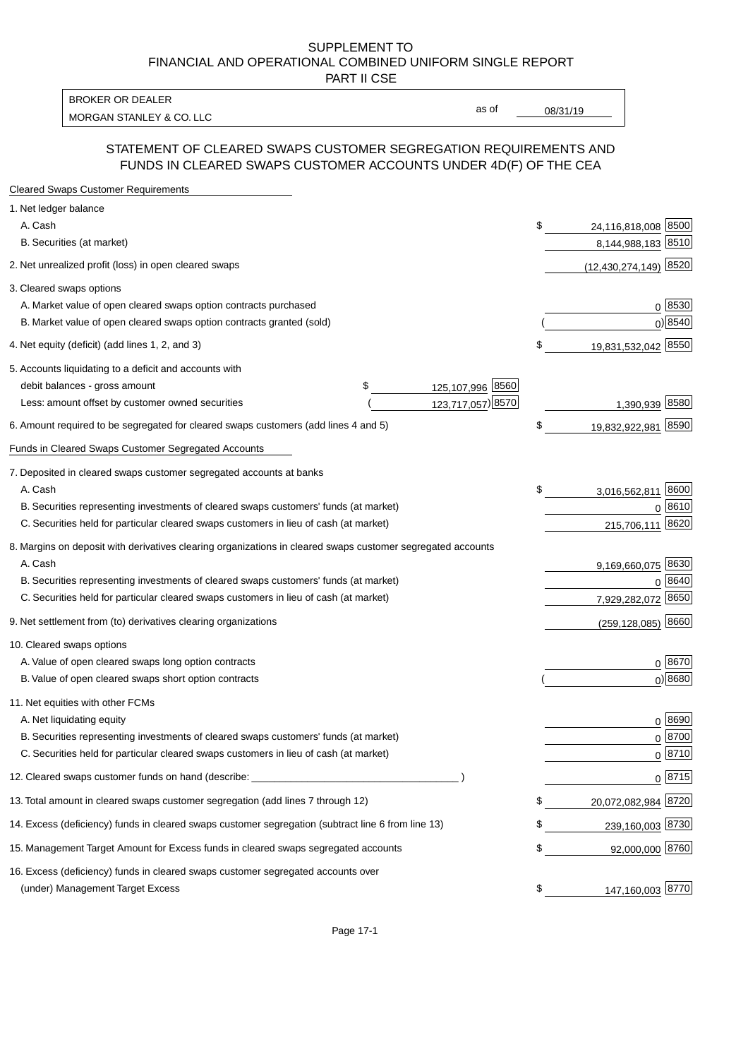# SUPPLEMENT TO
# FINANCIAL AND OPERATIONAL COMBINED UNIFORM SINGLE REPORT
# PART II CSE

| BROKER OR DEALER | | |
|---|---|---|
| MORGAN STANLEY & CO. LLC | as of | 08/31/19 |

## STATEMENT OF CLEARED SWAPS CUSTOMER SEGREGATION REQUIREMENTS AND FUNDS IN CLEARED SWAPS CUSTOMER ACCOUNTS UNDER 4D(F) OF THE CEA

| | | | | |
|---|---|---|---|---|
| **Cleared Swaps Customer Requirements** | | | | |
| 1. Net ledger balance | | | | |
| A. Cash | | | $ 24,116,818,008 | 8500 |
| B. Securities (at market) | | | 8,144,988,183 | 8510 |
| 2. Net unrealized profit (loss) in open cleared swaps | | | (12,430,274,149) | 8520 |
| 3. Cleared swaps options | | | | |
| A. Market value of open cleared swaps option contracts purchased | | | 0 | 8530 |
| B. Market value of open cleared swaps option contracts granted (sold) | | | ( 0) | 8540 |
| 4. Net equity (deficit) (add lines 1, 2, and 3) | | | $ 19,831,532,042 | 8550 |
| 5. Accounts liquidating to a deficit and accounts with | | | | |
| debit balances - gross amount | $ 125,107,996 | 8560 | | |
| Less: amount offset by customer owned securities | ( 123,717,057) | 8570 | 1,390,939 | 8580 |
| 6. Amount required to be segregated for cleared swaps customers (add lines 4 and 5) | | | $ 19,832,922,981 | 8590 |
| **Funds in Cleared Swaps Customer Segregated Accounts** | | | | |
| 7. Deposited in cleared swaps customer segregated accounts at banks | | | | |
| A. Cash | | | $ 3,016,562,811 | 8600 |
| B. Securities representing investments of cleared swaps customers' funds (at market) | | | 0 | 8610 |
| C. Securities held for particular cleared swaps customers in lieu of cash (at market) | | | 215,706,111 | 8620 |
| 8. Margins on deposit with derivatives clearing organizations in cleared swaps customer segregated accounts | | | | |
| A. Cash | | | 9,169,660,075 | 8630 |
| B. Securities representing investments of cleared swaps customers' funds (at market) | | | 0 | 8640 |
| C. Securities held for particular cleared swaps customers in lieu of cash (at market) | | | 7,929,282,072 | 8650 |
| 9. Net settlement from (to) derivatives clearing organizations | | | (259,128,085) | 8660 |
| 10. Cleared swaps options | | | | |
| A. Value of open cleared swaps long option contracts | | | 0 | 8670 |
| B. Value of open cleared swaps short option contracts | | | ( 0) | 8680 |
| 11. Net equities with other FCMs | | | | |
| A. Net liquidating equity | | | 0 | 8690 |
| B. Securities representing investments of cleared swaps customers' funds (at market) | | | 0 | 8700 |
| C. Securities held for particular cleared swaps customers in lieu of cash (at market) | | | 0 | 8710 |
| 12. Cleared swaps customer funds on hand (describe: ____________________ ) | | | 0 | 8715 |
| 13. Total amount in cleared swaps customer segregation (add lines 7 through 12) | | | $ 20,072,082,984 | 8720 |
| 14. Excess (deficiency) funds in cleared swaps customer segregation (subtract line 6 from line 13) | | | $ 239,160,003 | 8730 |
| 15. Management Target Amount for Excess funds in cleared swaps segregated accounts | | | $ 92,000,000 | 8760 |
| 16. Excess (deficiency) funds in cleared swaps customer segregated accounts over (under) Management Target Excess | | | $ 147,160,003 | 8770 |